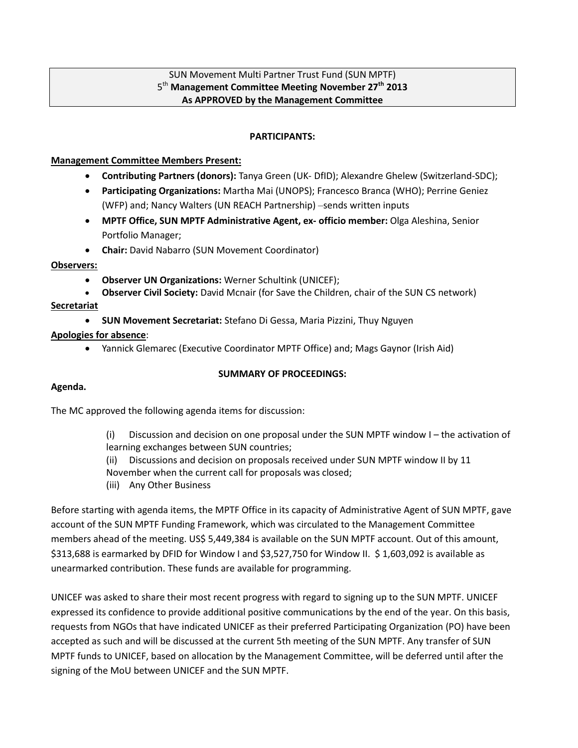SUN Movement Multi Partner Trust Fund (SUN MPTF)
5th **Management Committee Meeting November 27th 2013**
**As APPROVED by the Management Committee**

**PARTICIPANTS:**

**Management Committee Members Present:**

- **Contributing Partners (donors):** Tanya Green (UK- DfID); Alexandre Ghelew (Switzerland-SDC);
- **Participating Organizations:** Martha Mai (UNOPS); Francesco Branca (WHO); Perrine Geniez (WFP) and; Nancy Walters (UN REACH Partnership) –sends written inputs
- **MPTF Office, SUN MPTF Administrative Agent, ex- officio member:** Olga Aleshina, Senior Portfolio Manager;
- **Chair:** David Nabarro (SUN Movement Coordinator)

**Observers:**

- **Observer UN Organizations:** Werner Schultink (UNICEF);
- **Observer Civil Society:** David Mcnair (for Save the Children, chair of the SUN CS network)

**Secretariat**

- **SUN Movement Secretariat:** Stefano Di Gessa, Maria Pizzini, Thuy Nguyen

**Apologies for absence**:

- Yannick Glemarec (Executive Coordinator MPTF Office) and; Mags Gaynor (Irish Aid)

**SUMMARY OF PROCEEDINGS:**

**Agenda.**

The MC approved the following agenda items for discussion:

(i) Discussion and decision on one proposal under the SUN MPTF window I – the activation of learning exchanges between SUN countries;
(ii) Discussions and decision on proposals received under SUN MPTF window II by 11 November when the current call for proposals was closed;
(iii) Any Other Business

Before starting with agenda items, the MPTF Office in its capacity of Administrative Agent of SUN MPTF, gave account of the SUN MPTF Funding Framework, which was circulated to the Management Committee members ahead of the meeting. US$ 5,449,384 is available on the SUN MPTF account. Out of this amount, $313,688 is earmarked by DFID for Window I and $3,527,750 for Window II. $ 1,603,092 is available as unearmarked contribution. These funds are available for programming.

UNICEF was asked to share their most recent progress with regard to signing up to the SUN MPTF. UNICEF expressed its confidence to provide additional positive communications by the end of the year. On this basis, requests from NGOs that have indicated UNICEF as their preferred Participating Organization (PO) have been accepted as such and will be discussed at the current 5th meeting of the SUN MPTF. Any transfer of SUN MPTF funds to UNICEF, based on allocation by the Management Committee, will be deferred until after the signing of the MoU between UNICEF and the SUN MPTF.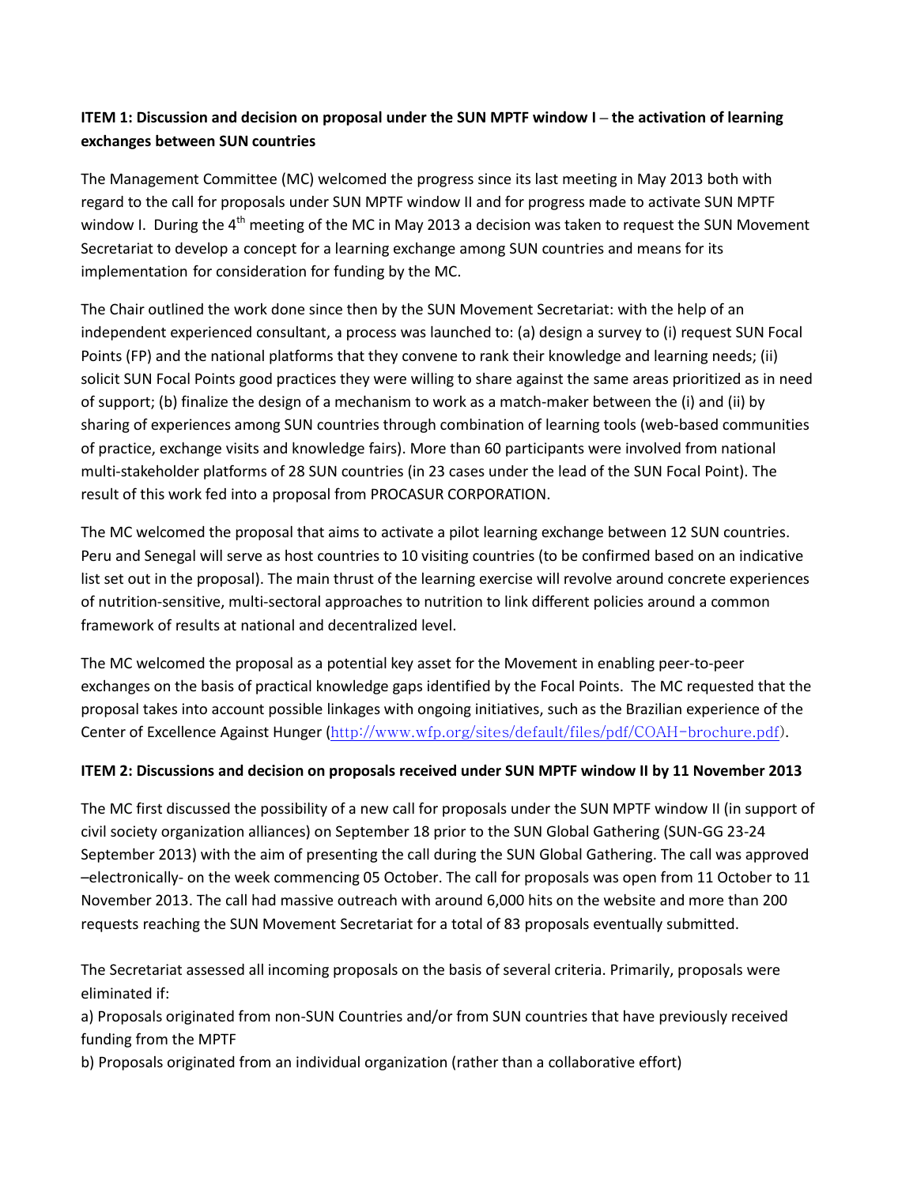**ITEM 1: Discussion and decision on proposal under the SUN MPTF window I – the activation of learning exchanges between SUN countries**

The Management Committee (MC) welcomed the progress since its last meeting in May 2013 both with regard to the call for proposals under SUN MPTF window II and for progress made to activate SUN MPTF window I. During the 4th meeting of the MC in May 2013 a decision was taken to request the SUN Movement Secretariat to develop a concept for a learning exchange among SUN countries and means for its implementation for consideration for funding by the MC.

The Chair outlined the work done since then by the SUN Movement Secretariat: with the help of an independent experienced consultant, a process was launched to: (a) design a survey to (i) request SUN Focal Points (FP) and the national platforms that they convene to rank their knowledge and learning needs; (ii) solicit SUN Focal Points good practices they were willing to share against the same areas prioritized as in need of support; (b) finalize the design of a mechanism to work as a match-maker between the (i) and (ii) by sharing of experiences among SUN countries through combination of learning tools (web-based communities of practice, exchange visits and knowledge fairs). More than 60 participants were involved from national multi-stakeholder platforms of 28 SUN countries (in 23 cases under the lead of the SUN Focal Point). The result of this work fed into a proposal from PROCASUR CORPORATION.

The MC welcomed the proposal that aims to activate a pilot learning exchange between 12 SUN countries. Peru and Senegal will serve as host countries to 10 visiting countries (to be confirmed based on an indicative list set out in the proposal). The main thrust of the learning exercise will revolve around concrete experiences of nutrition-sensitive, multi-sectoral approaches to nutrition to link different policies around a common framework of results at national and decentralized level.

The MC welcomed the proposal as a potential key asset for the Movement in enabling peer-to-peer exchanges on the basis of practical knowledge gaps identified by the Focal Points. The MC requested that the proposal takes into account possible linkages with ongoing initiatives, such as the Brazilian experience of the Center of Excellence Against Hunger (http://www.wfp.org/sites/default/files/pdf/COAH-brochure.pdf).

**ITEM 2: Discussions and decision on proposals received under SUN MPTF window II by 11 November 2013**

The MC first discussed the possibility of a new call for proposals under the SUN MPTF window II (in support of civil society organization alliances) on September 18 prior to the SUN Global Gathering (SUN-GG 23-24 September 2013) with the aim of presenting the call during the SUN Global Gathering. The call was approved –electronically- on the week commencing 05 October. The call for proposals was open from 11 October to 11 November 2013. The call had massive outreach with around 6,000 hits on the website and more than 200 requests reaching the SUN Movement Secretariat for a total of 83 proposals eventually submitted.

The Secretariat assessed all incoming proposals on the basis of several criteria. Primarily, proposals were eliminated if:

a) Proposals originated from non-SUN Countries and/or from SUN countries that have previously received funding from the MPTF

b) Proposals originated from an individual organization (rather than a collaborative effort)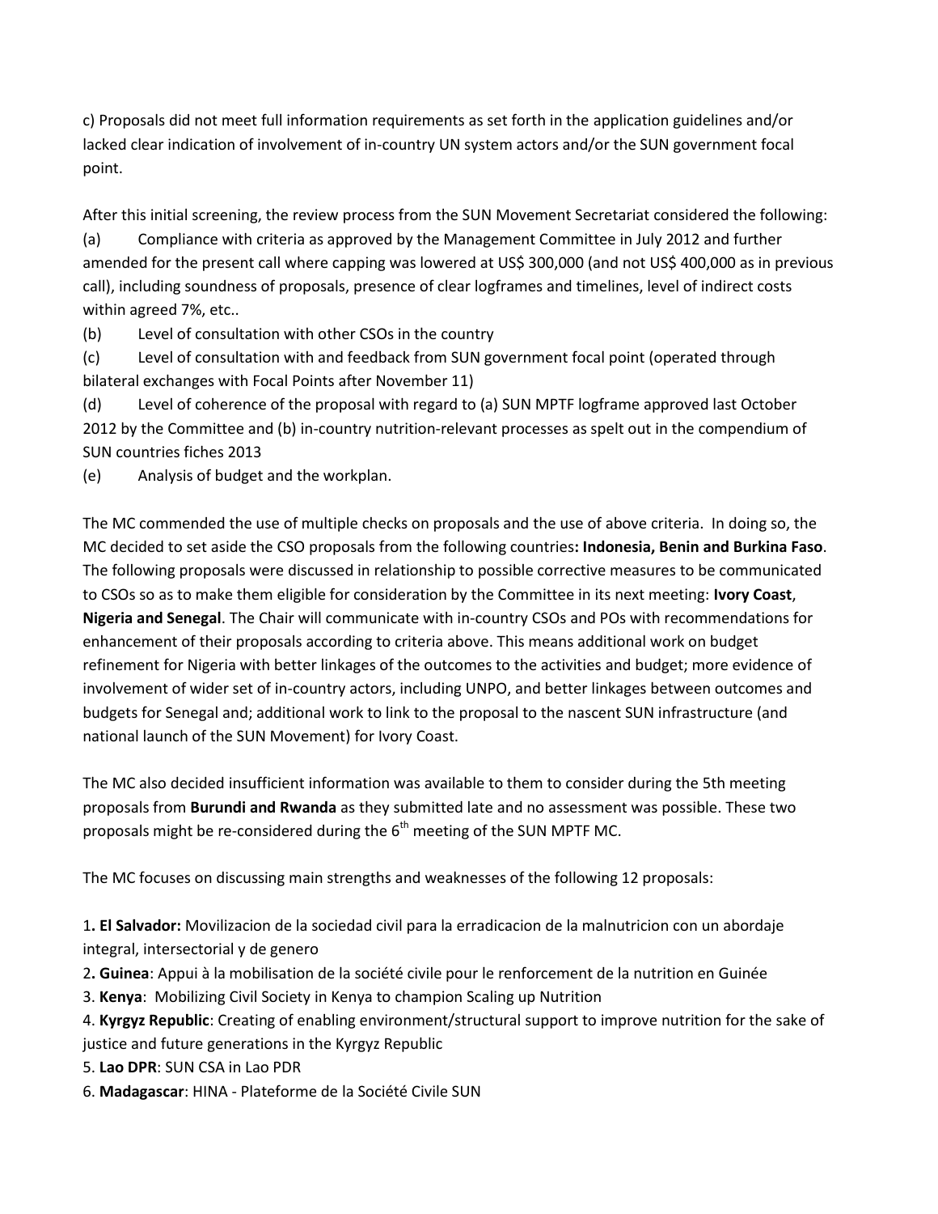c) Proposals did not meet full information requirements as set forth in the application guidelines and/or lacked clear indication of involvement of in-country UN system actors and/or the SUN government focal point.

After this initial screening, the review process from the SUN Movement Secretariat considered the following:

(a) Compliance with criteria as approved by the Management Committee in July 2012 and further amended for the present call where capping was lowered at US$ 300,000 (and not US$ 400,000 as in previous call), including soundness of proposals, presence of clear logframes and timelines, level of indirect costs within agreed 7%, etc..

(b) Level of consultation with other CSOs in the country

(c) Level of consultation with and feedback from SUN government focal point (operated through bilateral exchanges with Focal Points after November 11)

(d) Level of coherence of the proposal with regard to (a) SUN MPTF logframe approved last October 2012 by the Committee and (b) in-country nutrition-relevant processes as spelt out in the compendium of SUN countries fiches 2013

(e) Analysis of budget and the workplan.

The MC commended the use of multiple checks on proposals and the use of above criteria. In doing so, the MC decided to set aside the CSO proposals from the following countries**: Indonesia, Benin and Burkina Faso**. The following proposals were discussed in relationship to possible corrective measures to be communicated to CSOs so as to make them eligible for consideration by the Committee in its next meeting: **Ivory Coast**, **Nigeria and Senegal**. The Chair will communicate with in-country CSOs and POs with recommendations for enhancement of their proposals according to criteria above. This means additional work on budget refinement for Nigeria with better linkages of the outcomes to the activities and budget; more evidence of involvement of wider set of in-country actors, including UNPO, and better linkages between outcomes and budgets for Senegal and; additional work to link to the proposal to the nascent SUN infrastructure (and national launch of the SUN Movement) for Ivory Coast.

The MC also decided insufficient information was available to them to consider during the 5th meeting proposals from **Burundi and Rwanda** as they submitted late and no assessment was possible. These two proposals might be re-considered during the 6th meeting of the SUN MPTF MC.

The MC focuses on discussing main strengths and weaknesses of the following 12 proposals:

1**. El Salvador:** Movilizacion de la sociedad civil para la erradicacion de la malnutricion con un abordaje integral, intersectorial y de genero

2**. Guinea**: Appui à la mobilisation de la société civile pour le renforcement de la nutrition en Guinée

3. **Kenya**: Mobilizing Civil Society in Kenya to champion Scaling up Nutrition

4. **Kyrgyz Republic**: Creating of enabling environment/structural support to improve nutrition for the sake of justice and future generations in the Kyrgyz Republic

5. **Lao DPR**: SUN CSA in Lao PDR

6. **Madagascar**: HINA - Plateforme de la Société Civile SUN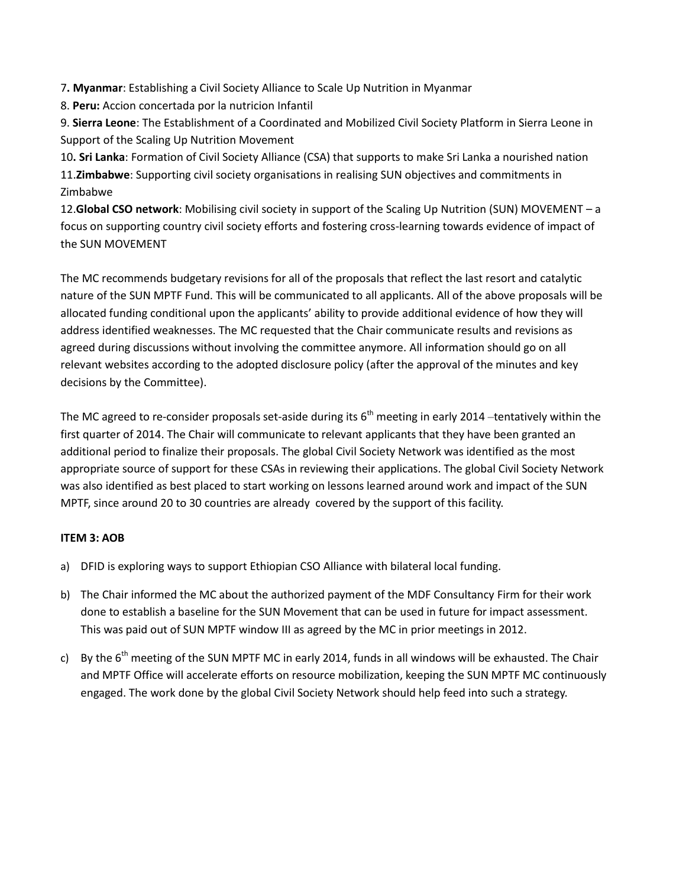7. **Myanmar**: Establishing a Civil Society Alliance to Scale Up Nutrition in Myanmar
8. **Peru:** Accion concertada por la nutricion Infantil
9. **Sierra Leone**: The Establishment of a Coordinated and Mobilized Civil Society Platform in Sierra Leone in Support of the Scaling Up Nutrition Movement
10. **Sri Lanka**: Formation of Civil Society Alliance (CSA) that supports to make Sri Lanka a nourished nation
11. **Zimbabwe**: Supporting civil society organisations in realising SUN objectives and commitments in Zimbabwe
12. **Global CSO network**: Mobilising civil society in support of the Scaling Up Nutrition (SUN) MOVEMENT – a focus on supporting country civil society efforts and fostering cross-learning towards evidence of impact of the SUN MOVEMENT

The MC recommends budgetary revisions for all of the proposals that reflect the last resort and catalytic nature of the SUN MPTF Fund. This will be communicated to all applicants. All of the above proposals will be allocated funding conditional upon the applicants' ability to provide additional evidence of how they will address identified weaknesses. The MC requested that the Chair communicate results and revisions as agreed during discussions without involving the committee anymore. All information should go on all relevant websites according to the adopted disclosure policy (after the approval of the minutes and key decisions by the Committee).

The MC agreed to re-consider proposals set-aside during its 6th meeting in early 2014 –tentatively within the first quarter of 2014. The Chair will communicate to relevant applicants that they have been granted an additional period to finalize their proposals. The global Civil Society Network was identified as the most appropriate source of support for these CSAs in reviewing their applications. The global Civil Society Network was also identified as best placed to start working on lessons learned around work and impact of the SUN MPTF, since around 20 to 30 countries are already covered by the support of this facility.

**ITEM 3: AOB**

a) DFID is exploring ways to support Ethiopian CSO Alliance with bilateral local funding.

b) The Chair informed the MC about the authorized payment of the MDF Consultancy Firm for their work done to establish a baseline for the SUN Movement that can be used in future for impact assessment. This was paid out of SUN MPTF window III as agreed by the MC in prior meetings in 2012.

c) By the 6th meeting of the SUN MPTF MC in early 2014, funds in all windows will be exhausted. The Chair and MPTF Office will accelerate efforts on resource mobilization, keeping the SUN MPTF MC continuously engaged. The work done by the global Civil Society Network should help feed into such a strategy.